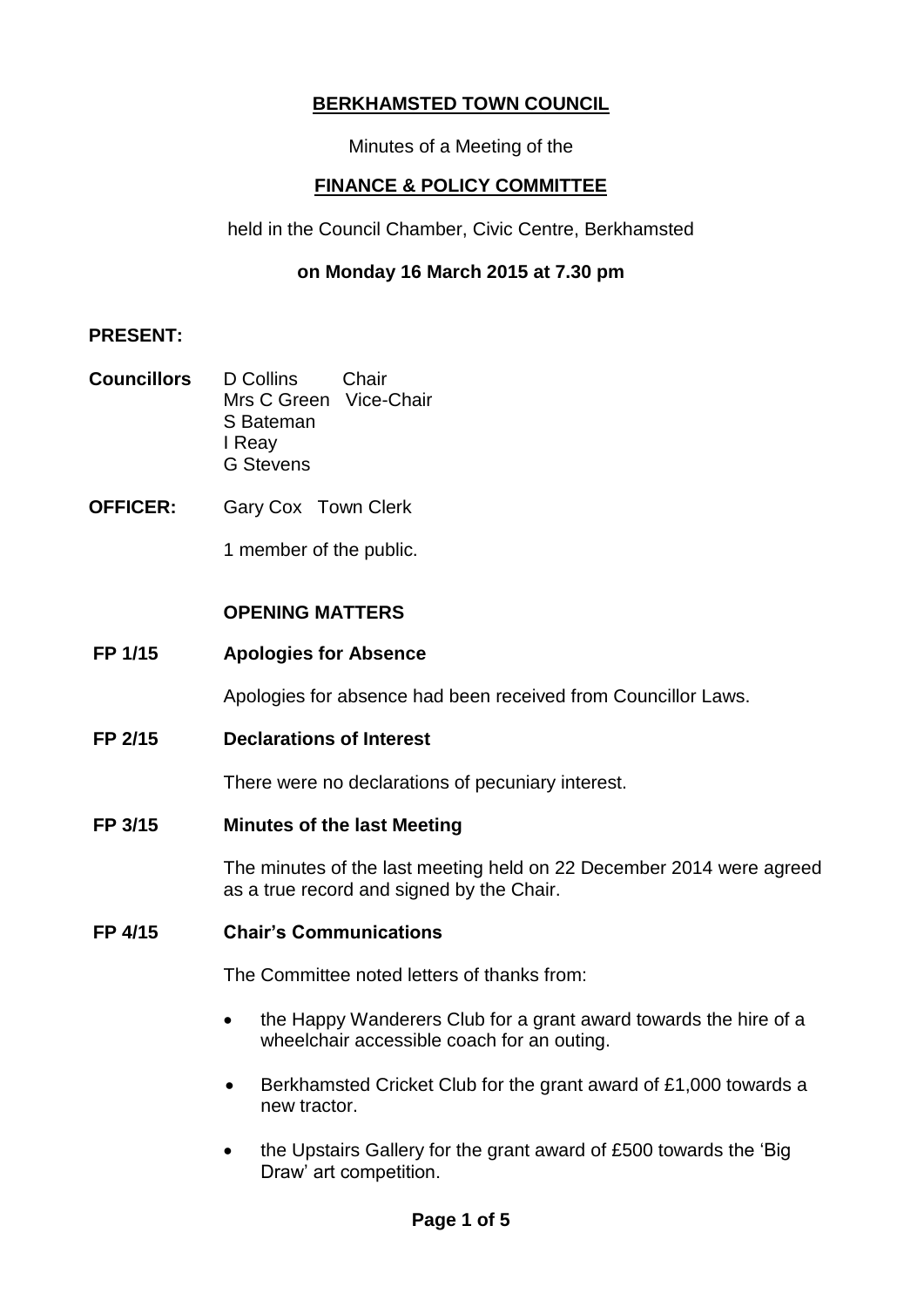# BERKHAMSTED TOWN COUNCIL

Minutes of a Meeting of the

## FINANCE & POLICY COMMITTEE

held in the Council Chamber, Civic Centre, Berkhamsted

**on Monday 16 March 2015 at 7.30 pm**

**PRESENT:**

**Councillors** D Collins Chair
Mrs C Green Vice-Chair
S Bateman
I Reay
G Stevens

**OFFICER:** Gary Cox Town Clerk

1 member of the public.

**OPENING MATTERS**

**FP 1/15 Apologies for Absence**

Apologies for absence had been received from Councillor Laws.

**FP 2/15 Declarations of Interest**

There were no declarations of pecuniary interest.

**FP 3/15 Minutes of the last Meeting**

The minutes of the last meeting held on 22 December 2014 were agreed as a true record and signed by the Chair.

**FP 4/15 Chair's Communications**

The Committee noted letters of thanks from:

- the Happy Wanderers Club for a grant award towards the hire of a wheelchair accessible coach for an outing.
- Berkhamsted Cricket Club for the grant award of £1,000 towards a new tractor.
- the Upstairs Gallery for the grant award of £500 towards the 'Big Draw' art competition.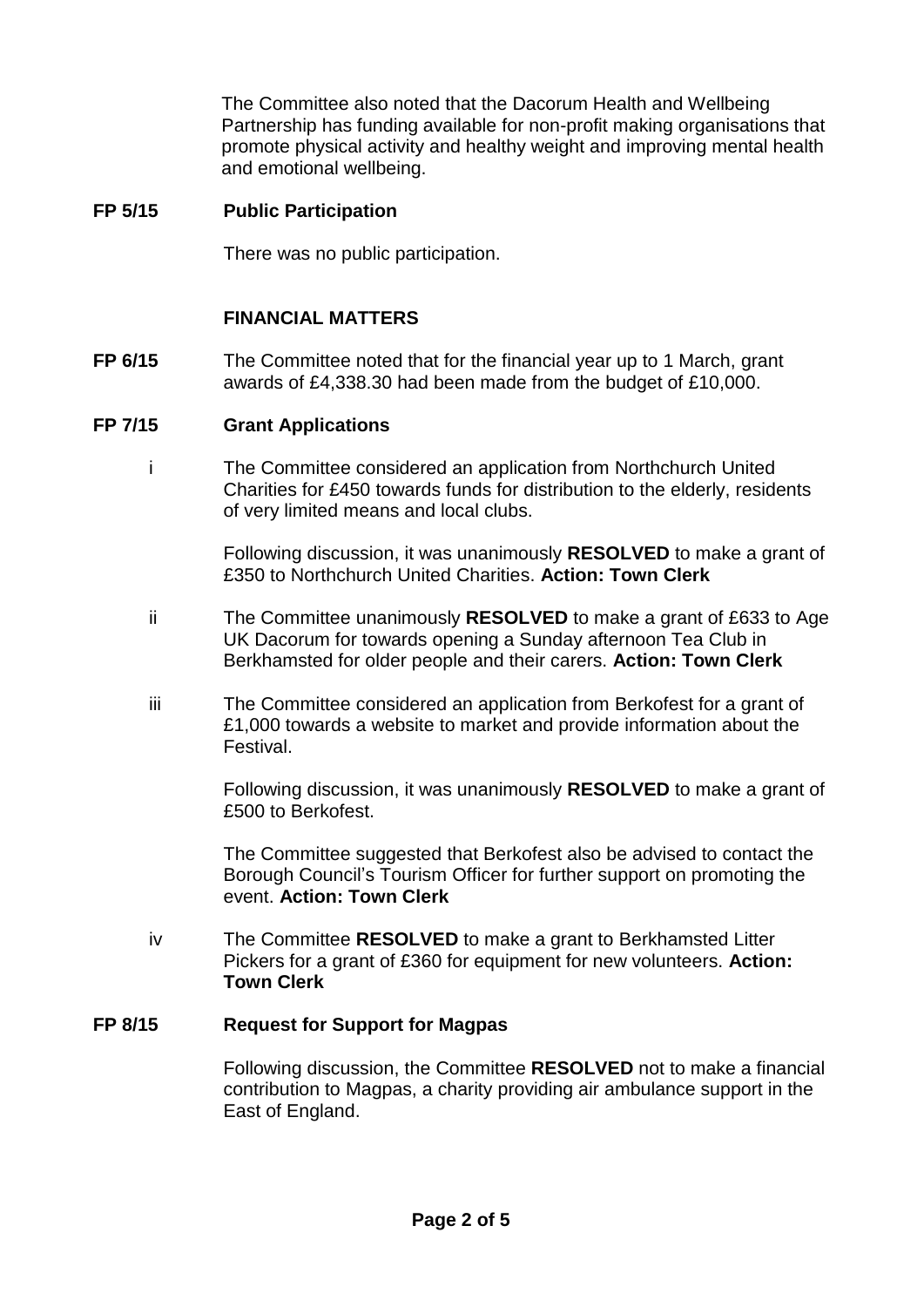The Committee also noted that the Dacorum Health and Wellbeing Partnership has funding available for non-profit making organisations that promote physical activity and healthy weight and improving mental health and emotional wellbeing.

**FP 5/15 Public Participation**

There was no public participation.

**FINANCIAL MATTERS**

**FP 6/15** The Committee noted that for the financial year up to 1 March, grant awards of £4,338.30 had been made from the budget of £10,000.

**FP 7/15 Grant Applications**

i The Committee considered an application from Northchurch United Charities for £450 towards funds for distribution to the elderly, residents of very limited means and local clubs.

Following discussion, it was unanimously **RESOLVED** to make a grant of £350 to Northchurch United Charities. **Action: Town Clerk**

ii The Committee unanimously **RESOLVED** to make a grant of £633 to Age UK Dacorum for towards opening a Sunday afternoon Tea Club in Berkhamsted for older people and their carers. **Action: Town Clerk**

iii The Committee considered an application from Berkofest for a grant of £1,000 towards a website to market and provide information about the Festival.

Following discussion, it was unanimously **RESOLVED** to make a grant of £500 to Berkofest.

The Committee suggested that Berkofest also be advised to contact the Borough Council's Tourism Officer for further support on promoting the event. **Action: Town Clerk**

iv The Committee **RESOLVED** to make a grant to Berkhamsted Litter Pickers for a grant of £360 for equipment for new volunteers. **Action: Town Clerk**

**FP 8/15 Request for Support for Magpas**

Following discussion, the Committee **RESOLVED** not to make a financial contribution to Magpas, a charity providing air ambulance support in the East of England.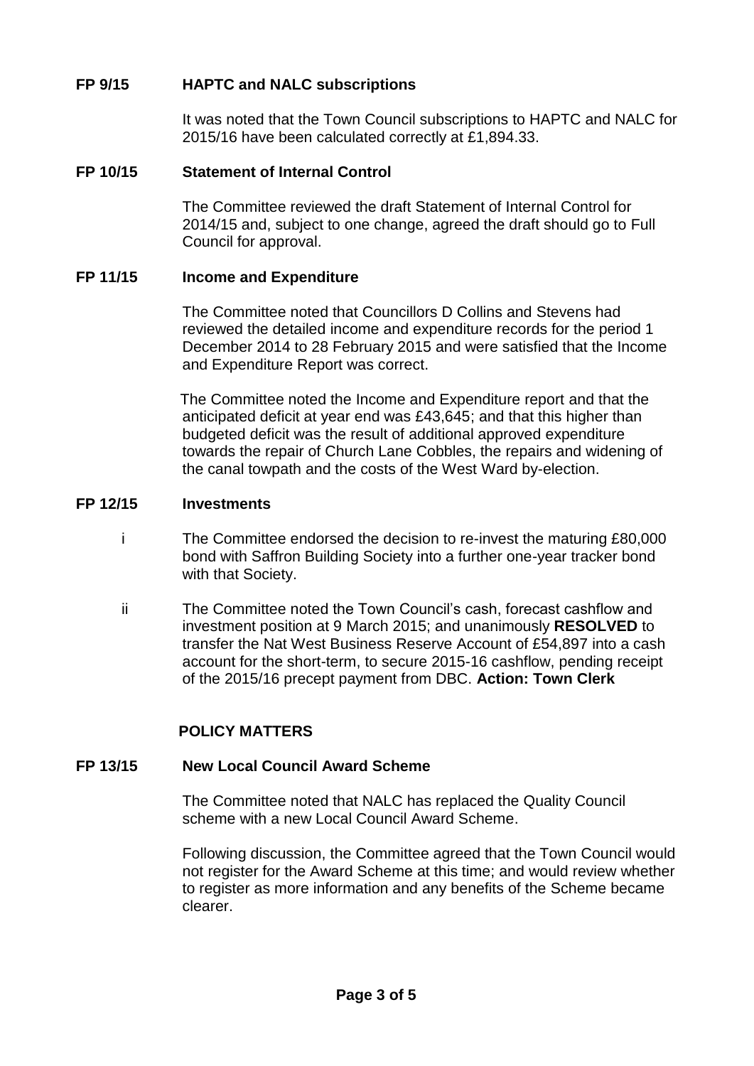**FP 9/15 HAPTC and NALC subscriptions**

It was noted that the Town Council subscriptions to HAPTC and NALC for 2015/16 have been calculated correctly at £1,894.33.

**FP 10/15 Statement of Internal Control**

The Committee reviewed the draft Statement of Internal Control for 2014/15 and, subject to one change, agreed the draft should go to Full Council for approval.

**FP 11/15 Income and Expenditure**

The Committee noted that Councillors D Collins and Stevens had reviewed the detailed income and expenditure records for the period 1 December 2014 to 28 February 2015 and were satisfied that the Income and Expenditure Report was correct.

The Committee noted the Income and Expenditure report and that the anticipated deficit at year end was £43,645; and that this higher than budgeted deficit was the result of additional approved expenditure towards the repair of Church Lane Cobbles, the repairs and widening of the canal towpath and the costs of the West Ward by-election.

**FP 12/15 Investments**

i The Committee endorsed the decision to re-invest the maturing £80,000 bond with Saffron Building Society into a further one-year tracker bond with that Society.

ii The Committee noted the Town Council's cash, forecast cashflow and investment position at 9 March 2015; and unanimously **RESOLVED** to transfer the Nat West Business Reserve Account of £54,897 into a cash account for the short-term, to secure 2015-16 cashflow, pending receipt of the 2015/16 precept payment from DBC. **Action: Town Clerk**

**POLICY MATTERS**

**FP 13/15 New Local Council Award Scheme**

The Committee noted that NALC has replaced the Quality Council scheme with a new Local Council Award Scheme.

Following discussion, the Committee agreed that the Town Council would not register for the Award Scheme at this time; and would review whether to register as more information and any benefits of the Scheme became clearer.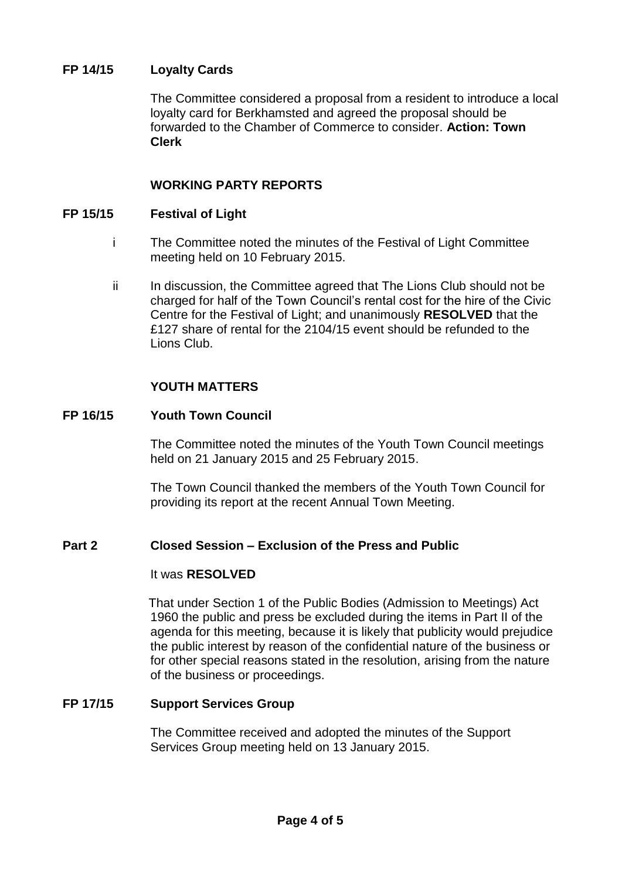**FP 14/15 Loyalty Cards**

The Committee considered a proposal from a resident to introduce a local loyalty card for Berkhamsted and agreed the proposal should be forwarded to the Chamber of Commerce to consider. **Action: Town Clerk**

**WORKING PARTY REPORTS**

**FP 15/15 Festival of Light**

i The Committee noted the minutes of the Festival of Light Committee meeting held on 10 February 2015.

ii In discussion, the Committee agreed that The Lions Club should not be charged for half of the Town Council's rental cost for the hire of the Civic Centre for the Festival of Light; and unanimously **RESOLVED** that the £127 share of rental for the 2104/15 event should be refunded to the Lions Club.

**YOUTH MATTERS**

**FP 16/15 Youth Town Council**

The Committee noted the minutes of the Youth Town Council meetings held on 21 January 2015 and 25 February 2015.

The Town Council thanked the members of the Youth Town Council for providing its report at the recent Annual Town Meeting.

**Part 2 Closed Session – Exclusion of the Press and Public**

It was **RESOLVED**

That under Section 1 of the Public Bodies (Admission to Meetings) Act 1960 the public and press be excluded during the items in Part II of the agenda for this meeting, because it is likely that publicity would prejudice the public interest by reason of the confidential nature of the business or for other special reasons stated in the resolution, arising from the nature of the business or proceedings.

**FP 17/15 Support Services Group**

The Committee received and adopted the minutes of the Support Services Group meeting held on 13 January 2015.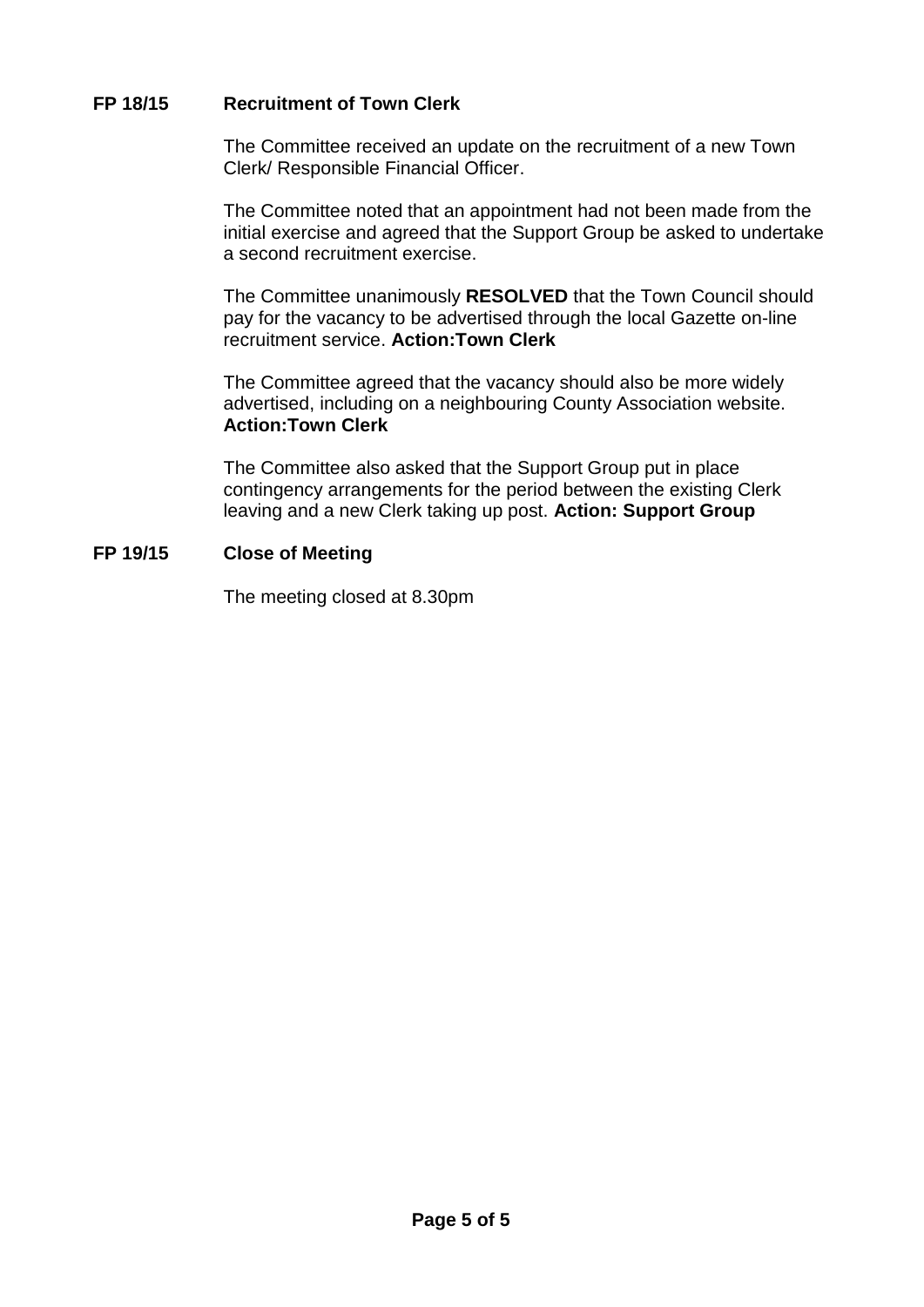**FP 18/15 Recruitment of Town Clerk**

The Committee received an update on the recruitment of a new Town Clerk/ Responsible Financial Officer.

The Committee noted that an appointment had not been made from the initial exercise and agreed that the Support Group be asked to undertake a second recruitment exercise.

The Committee unanimously **RESOLVED** that the Town Council should pay for the vacancy to be advertised through the local Gazette on-line recruitment service. **Action:Town Clerk**

The Committee agreed that the vacancy should also be more widely advertised, including on a neighbouring County Association website. **Action:Town Clerk**

The Committee also asked that the Support Group put in place contingency arrangements for the period between the existing Clerk leaving and a new Clerk taking up post. **Action: Support Group**

**FP 19/15 Close of Meeting**

The meeting closed at 8.30pm